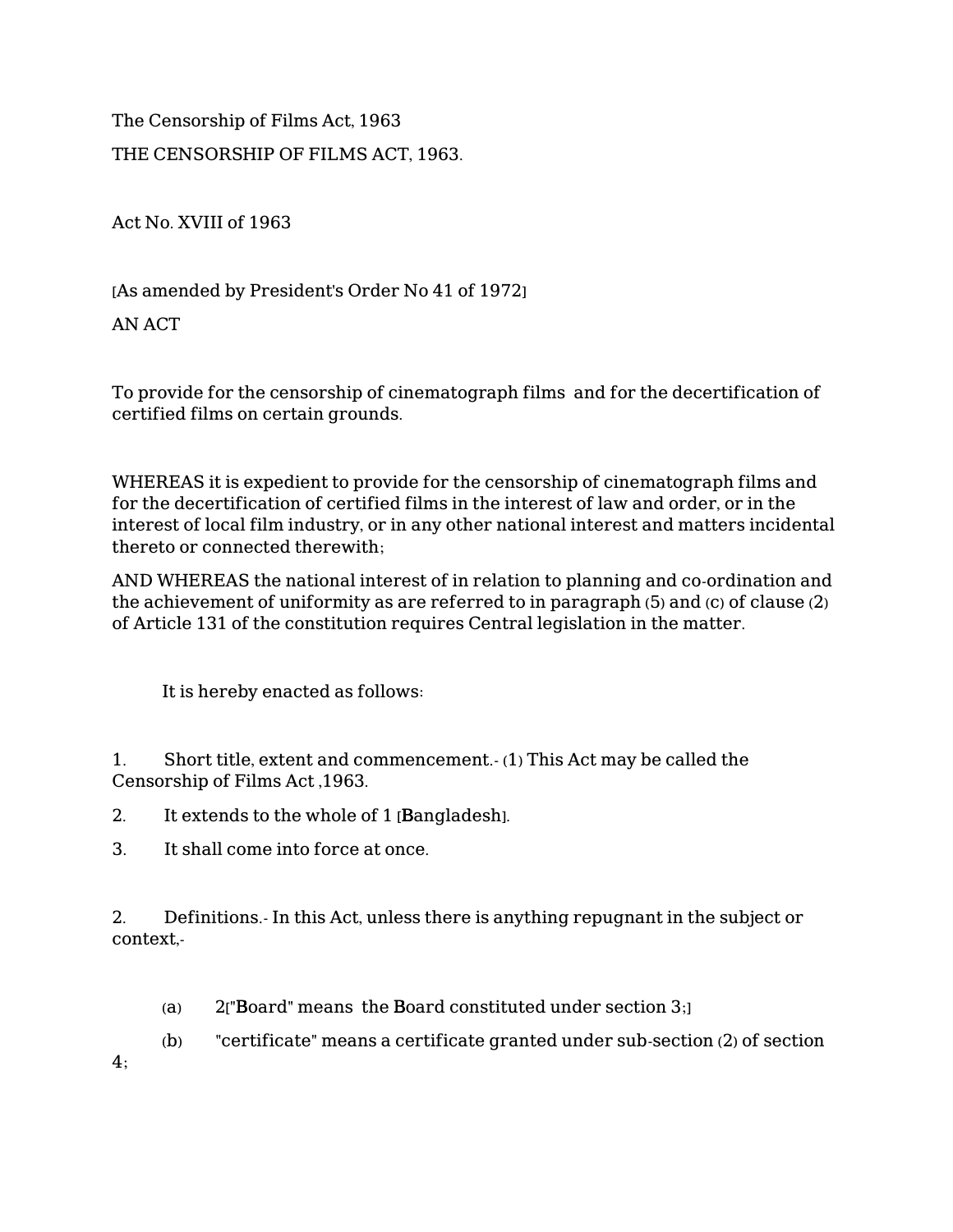The Censorship of Films Act, 1963

# THE CENSORSHIP OF FILMS ACT, 1963.

Act No. XVIII of 1963

[As amended by President's Order No 41 of 1972]

AN ACT

To provide for the censorship of cinematograph films and for the decertification of certified films on certain grounds.

WHEREAS it is expedient to provide for the censorship of cinematograph films and for the decertification of certified films in the interest of law and order, or in the interest of local film industry, or in any other national interest and matters incidental thereto or connected therewith;

AND WHEREAS the national interest of in relation to planning and co-ordination and the achievement of uniformity as are referred to in paragraph (5) and (c) of clause (2) of Article 131 of the constitution requires Central legislation in the matter.

It is hereby enacted as follows:

1. Short title, extent and commencement.- (1) This Act may be called the Censorship of Films Act ,1963.

2. It extends to the whole of 1 [Bangladesh].

3. It shall come into force at once.

2. Definitions.- In this Act, unless there is anything repugnant in the subject or context,-

(a) 2["Board" means the Board constituted under section 3;]

(b) "certificate" means a certificate granted under sub-section (2) of section 4;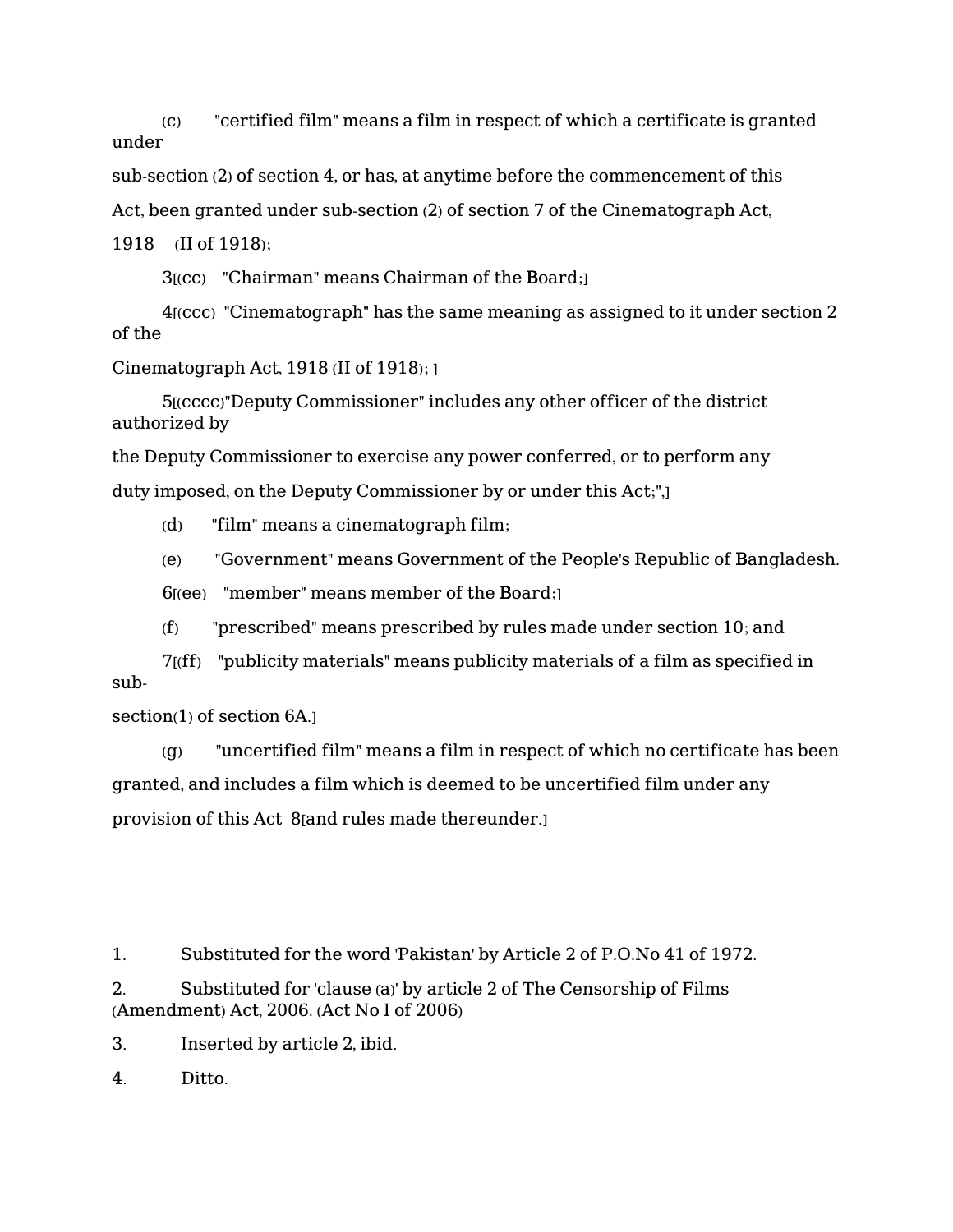(c) "certified film" means a film in respect of which a certificate is granted under sub-section (2) of section 4, or has, at anytime before the commencement of this Act, been granted under sub-section (2) of section 7 of the Cinematograph Act, 1918 (II of 1918);

3[(cc) "Chairman" means Chairman of the Board;]

4[(ccc) "Cinematograph" has the same meaning as assigned to it under section 2 of the Cinematograph Act, 1918 (II of 1918); ]

5[(cccc)"Deputy Commissioner" includes any other officer of the district authorized by the Deputy Commissioner to exercise any power conferred, or to perform any duty imposed, on the Deputy Commissioner by or under this Act;",]

(d) "film" means a cinematograph film;

(e) "Government" means Government of the People's Republic of Bangladesh.

6[(ee) "member" means member of the Board;]

(f) "prescribed" means prescribed by rules made under section 10; and

7[(ff) "publicity materials" means publicity materials of a film as specified in sub-section(1) of section 6A.]

(g) "uncertified film" means a film in respect of which no certificate has been granted, and includes a film which is deemed to be uncertified film under any provision of this Act 8[and rules made thereunder.]

1. Substituted for the word 'Pakistan' by Article 2 of P.O.No 41 of 1972.

2. Substituted for 'clause (a)' by article 2 of The Censorship of Films (Amendment) Act, 2006. (Act No I of 2006)

3. Inserted by article 2, ibid.

4. Ditto.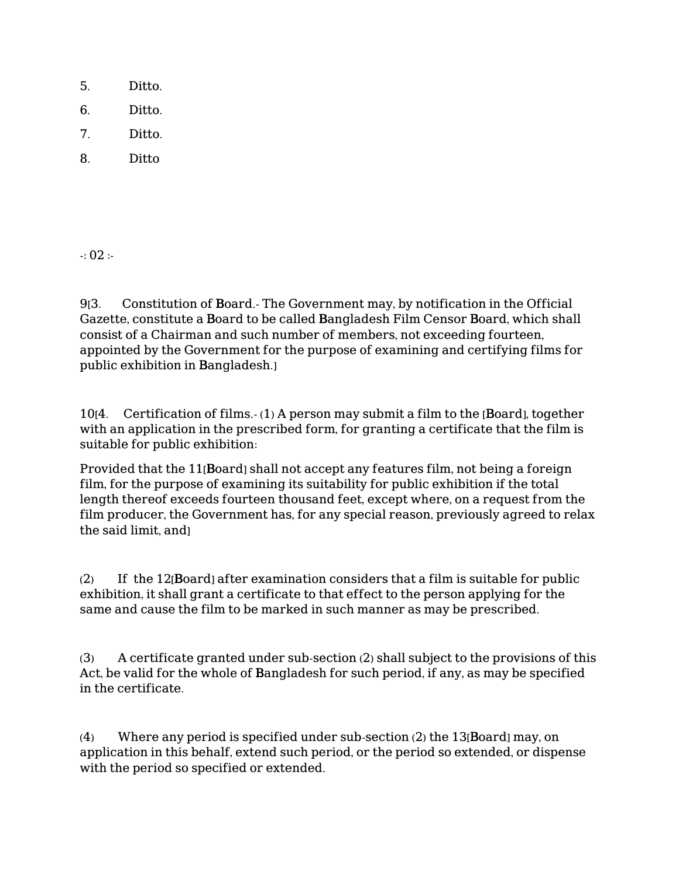5. Ditto.

6. Ditto.

7. Ditto.

8. Ditto

-: 02 :-

9[3. Constitution of Board.- The Government may, by notification in the Official Gazette, constitute a Board to be called Bangladesh Film Censor Board, which shall consist of a Chairman and such number of members, not exceeding fourteen, appointed by the Government for the purpose of examining and certifying films for public exhibition in Bangladesh.]

10[4. Certification of films.- (1) A person may submit a film to the [Board], together with an application in the prescribed form, for granting a certificate that the film is suitable for public exhibition:

Provided that the 11[Board] shall not accept any features film, not being a foreign film, for the purpose of examining its suitability for public exhibition if the total length thereof exceeds fourteen thousand feet, except where, on a request from the film producer, the Government has, for any special reason, previously agreed to relax the said limit, and]

(2) If the 12[Board] after examination considers that a film is suitable for public exhibition, it shall grant a certificate to that effect to the person applying for the same and cause the film to be marked in such manner as may be prescribed.

(3) A certificate granted under sub-section (2) shall subject to the provisions of this Act, be valid for the whole of Bangladesh for such period, if any, as may be specified in the certificate.

(4) Where any period is specified under sub-section (2) the 13[Board] may, on application in this behalf, extend such period, or the period so extended, or dispense with the period so specified or extended.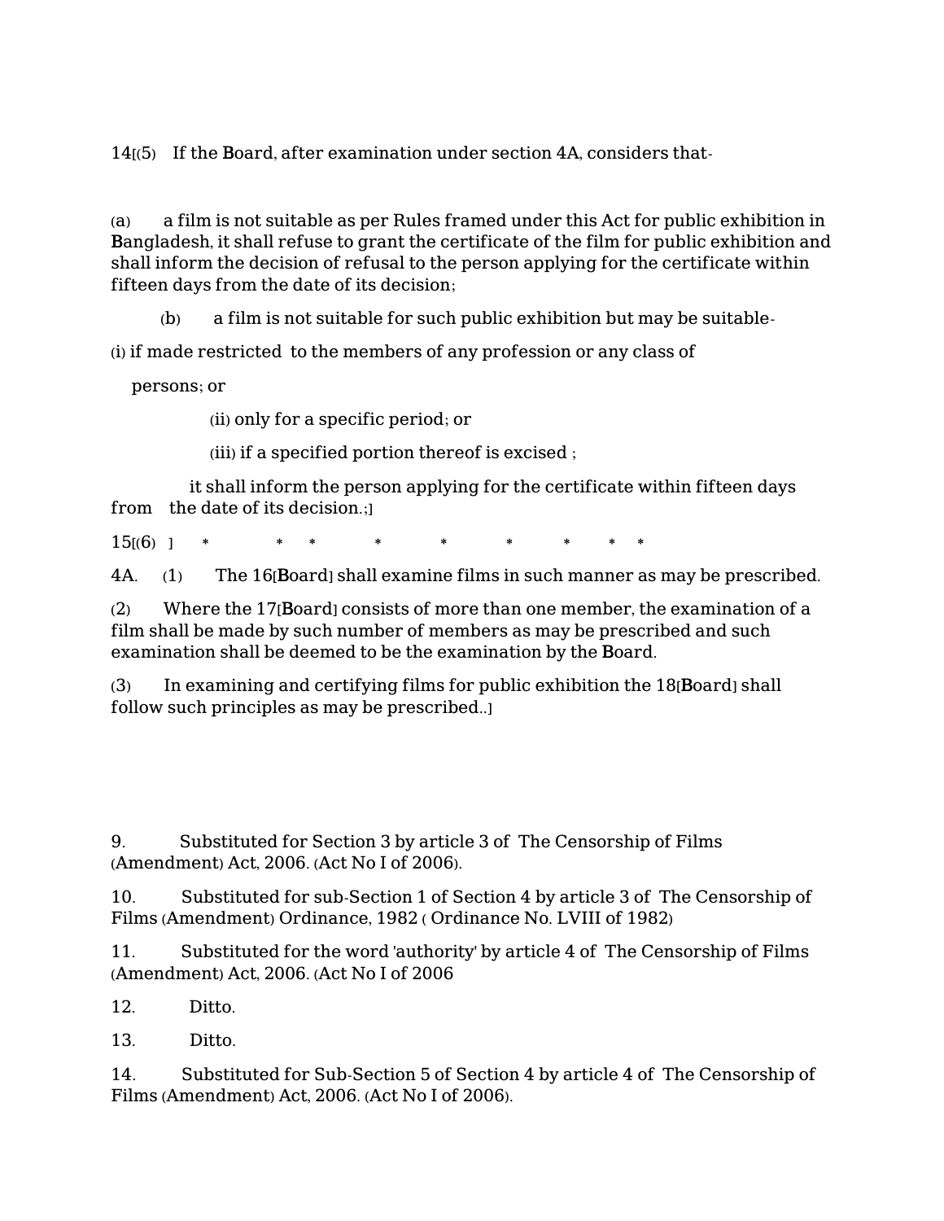14[(5) If the Board, after examination under section 4A, considers that-

(a) a film is not suitable as per Rules framed under this Act for public exhibition in Bangladesh, it shall refuse to grant the certificate of the film for public exhibition and shall inform the decision of refusal to the person applying for the certificate within fifteen days from the date of its decision;

(b) a film is not suitable for such public exhibition but may be suitable-

(i) if made restricted to the members of any profession or any class of persons; or

(ii) only for a specific period; or

(iii) if a specified portion thereof is excised ;

it shall inform the person applying for the certificate within fifteen days from the date of its decision.;]

15[(6) ] * * * * * * * * *

4A. (1) The 16[Board] shall examine films in such manner as may be prescribed.

(2) Where the 17[Board] consists of more than one member, the examination of a film shall be made by such number of members as may be prescribed and such examination shall be deemed to be the examination by the Board.

(3) In examining and certifying films for public exhibition the 18[Board] shall follow such principles as may be prescribed..]

9. Substituted for Section 3 by article 3 of The Censorship of Films (Amendment) Act, 2006. (Act No I of 2006).

10. Substituted for sub-Section 1 of Section 4 by article 3 of The Censorship of Films (Amendment) Ordinance, 1982 ( Ordinance No. LVIII of 1982)

11. Substituted for the word 'authority' by article 4 of The Censorship of Films (Amendment) Act, 2006. (Act No I of 2006

12. Ditto.

13. Ditto.

14. Substituted for Sub-Section 5 of Section 4 by article 4 of The Censorship of Films (Amendment) Act, 2006. (Act No I of 2006).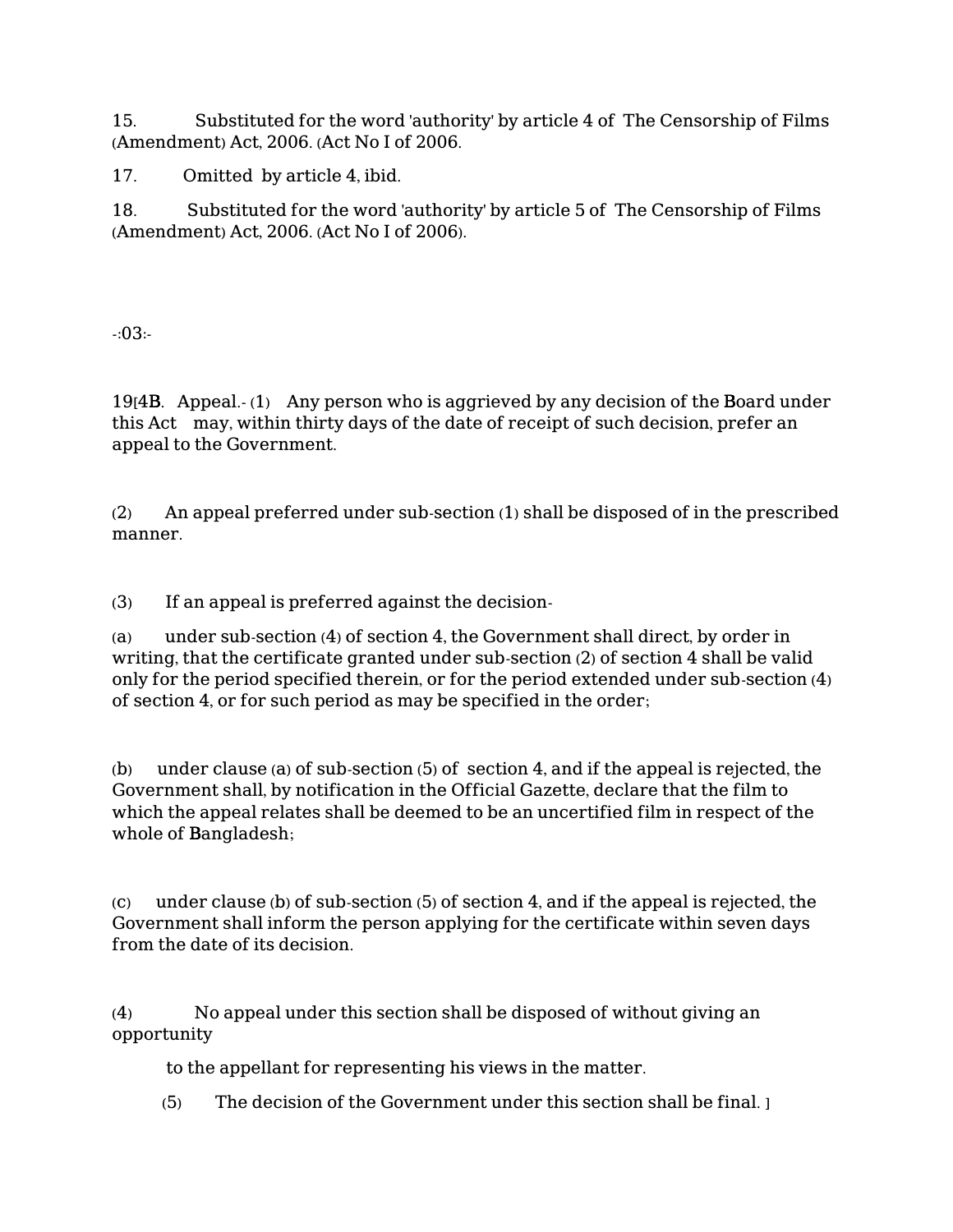15. Substituted for the word 'authority' by article 4 of The Censorship of Films (Amendment) Act, 2006. (Act No I of 2006.

17. Omitted by article 4, ibid.

18. Substituted for the word 'authority' by article 5 of The Censorship of Films (Amendment) Act, 2006. (Act No I of 2006).

19[4B. Appeal.- (1) Any person who is aggrieved by any decision of the Board under this Act may, within thirty days of the date of receipt of such decision, prefer an appeal to the Government.

(2) An appeal preferred under sub-section (1) shall be disposed of in the prescribed manner.

(3) If an appeal is preferred against the decision-

(a) under sub-section (4) of section 4, the Government shall direct, by order in writing, that the certificate granted under sub-section (2) of section 4 shall be valid only for the period specified therein, or for the period extended under sub-section (4) of section 4, or for such period as may be specified in the order;

(b) under clause (a) of sub-section (5) of section 4, and if the appeal is rejected, the Government shall, by notification in the Official Gazette, declare that the film to which the appeal relates shall be deemed to be an uncertified film in respect of the whole of Bangladesh;

(c) under clause (b) of sub-section (5) of section 4, and if the appeal is rejected, the Government shall inform the person applying for the certificate within seven days from the date of its decision.

(4) No appeal under this section shall be disposed of without giving an opportunity to the appellant for representing his views in the matter.

(5) The decision of the Government under this section shall be final. ]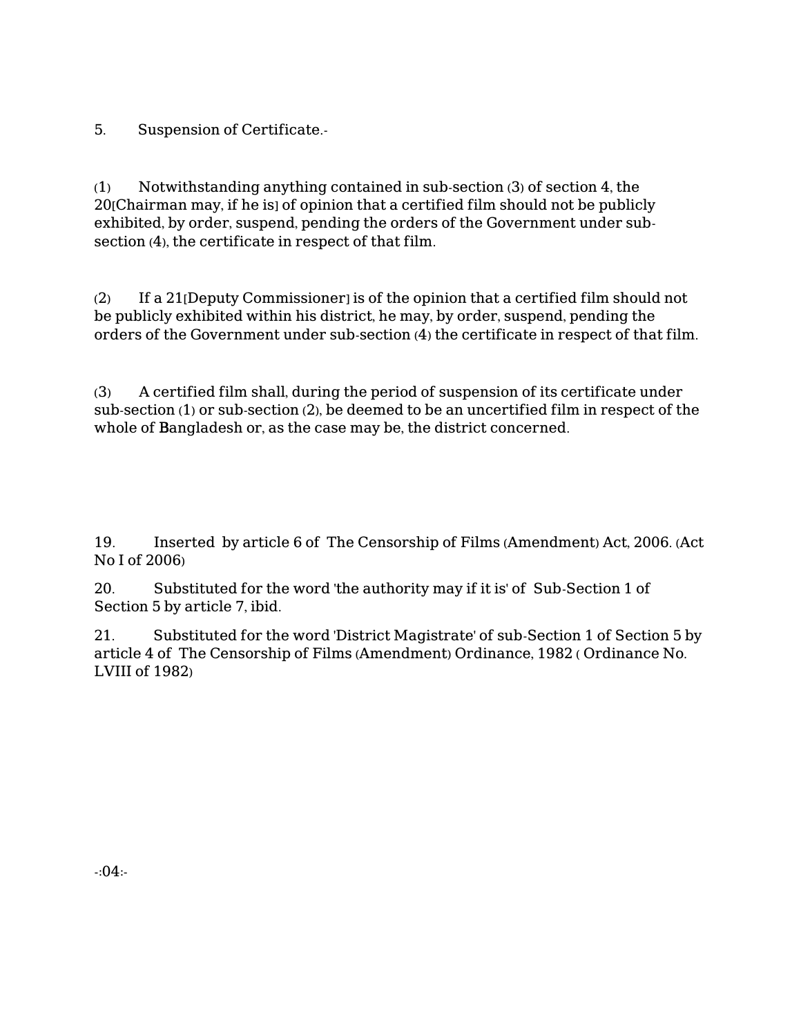5. Suspension of Certificate.-

(1) Notwithstanding anything contained in sub-section (3) of section 4, the 20[Chairman may, if he is] of opinion that a certified film should not be publicly exhibited, by order, suspend, pending the orders of the Government under sub-section (4), the certificate in respect of that film.

(2) If a 21[Deputy Commissioner] is of the opinion that a certified film should not be publicly exhibited within his district, he may, by order, suspend, pending the orders of the Government under sub-section (4) the certificate in respect of that film.

(3) A certified film shall, during the period of suspension of its certificate under sub-section (1) or sub-section (2), be deemed to be an uncertified film in respect of the whole of Bangladesh or, as the case may be, the district concerned.

19. Inserted by article 6 of The Censorship of Films (Amendment) Act, 2006. (Act No I of 2006)

20. Substituted for the word 'the authority may if it is' of Sub-Section 1 of Section 5 by article 7, ibid.

21. Substituted for the word 'District Magistrate' of sub-Section 1 of Section 5 by article 4 of The Censorship of Films (Amendment) Ordinance, 1982 ( Ordinance No. LVIII of 1982)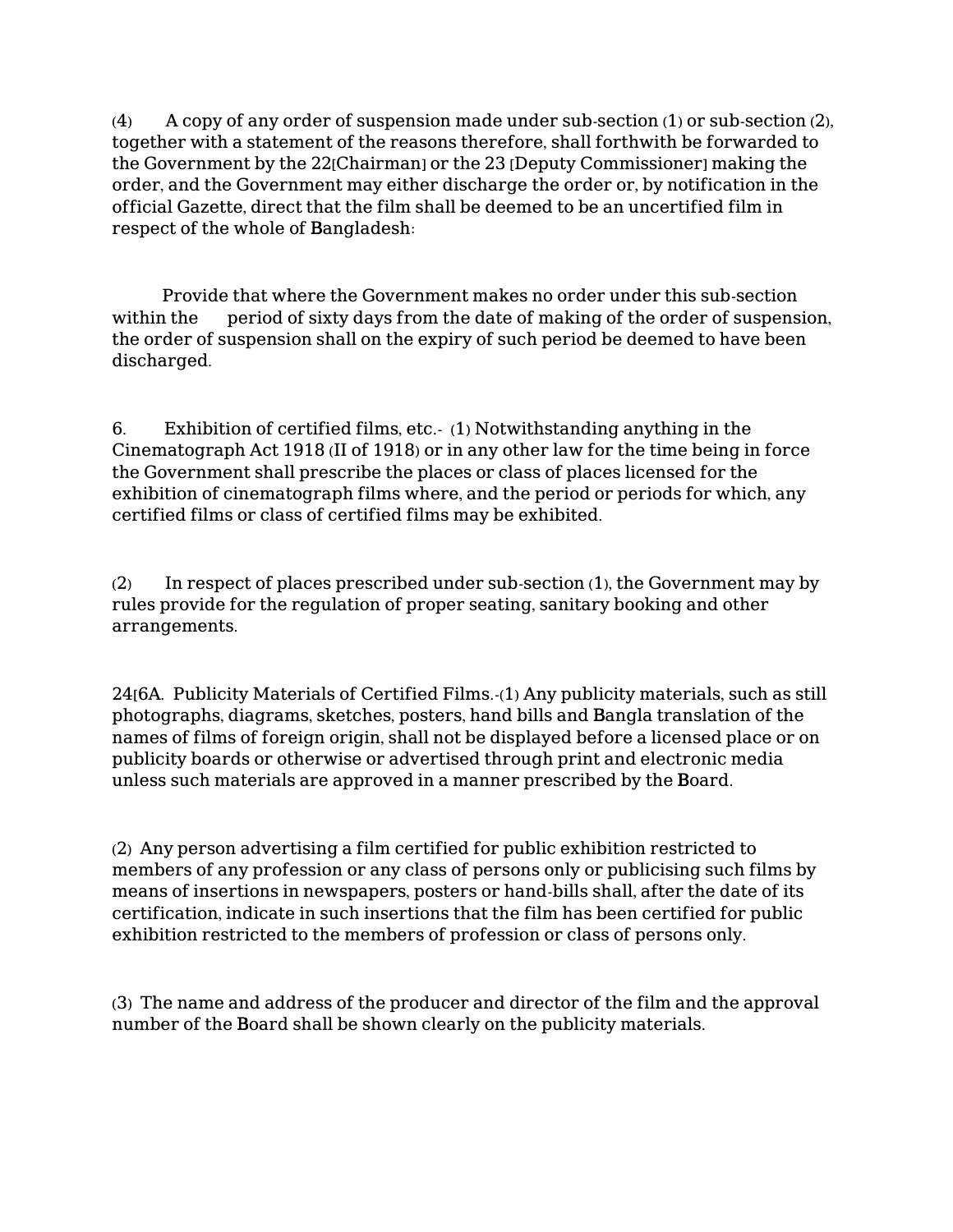(4) A copy of any order of suspension made under sub-section (1) or sub-section (2), together with a statement of the reasons therefore, shall forthwith be forwarded to the Government by the 22[Chairman] or the 23 [Deputy Commissioner] making the order, and the Government may either discharge the order or, by notification in the official Gazette, direct that the film shall be deemed to be an uncertified film in respect of the whole of Bangladesh:

Provide that where the Government makes no order under this sub-section within the period of sixty days from the date of making of the order of suspension, the order of suspension shall on the expiry of such period be deemed to have been discharged.

6. Exhibition of certified films, etc.- (1) Notwithstanding anything in the Cinematograph Act 1918 (II of 1918) or in any other law for the time being in force the Government shall prescribe the places or class of places licensed for the exhibition of cinematograph films where, and the period or periods for which, any certified films or class of certified films may be exhibited.

(2) In respect of places prescribed under sub-section (1), the Government may by rules provide for the regulation of proper seating, sanitary booking and other arrangements.

24[6A. Publicity Materials of Certified Films.-(1) Any publicity materials, such as still photographs, diagrams, sketches, posters, hand bills and Bangla translation of the names of films of foreign origin, shall not be displayed before a licensed place or on publicity boards or otherwise or advertised through print and electronic media unless such materials are approved in a manner prescribed by the Board.

(2) Any person advertising a film certified for public exhibition restricted to members of any profession or any class of persons only or publicising such films by means of insertions in newspapers, posters or hand-bills shall, after the date of its certification, indicate in such insertions that the film has been certified for public exhibition restricted to the members of profession or class of persons only.

(3) The name and address of the producer and director of the film and the approval number of the Board shall be shown clearly on the publicity materials.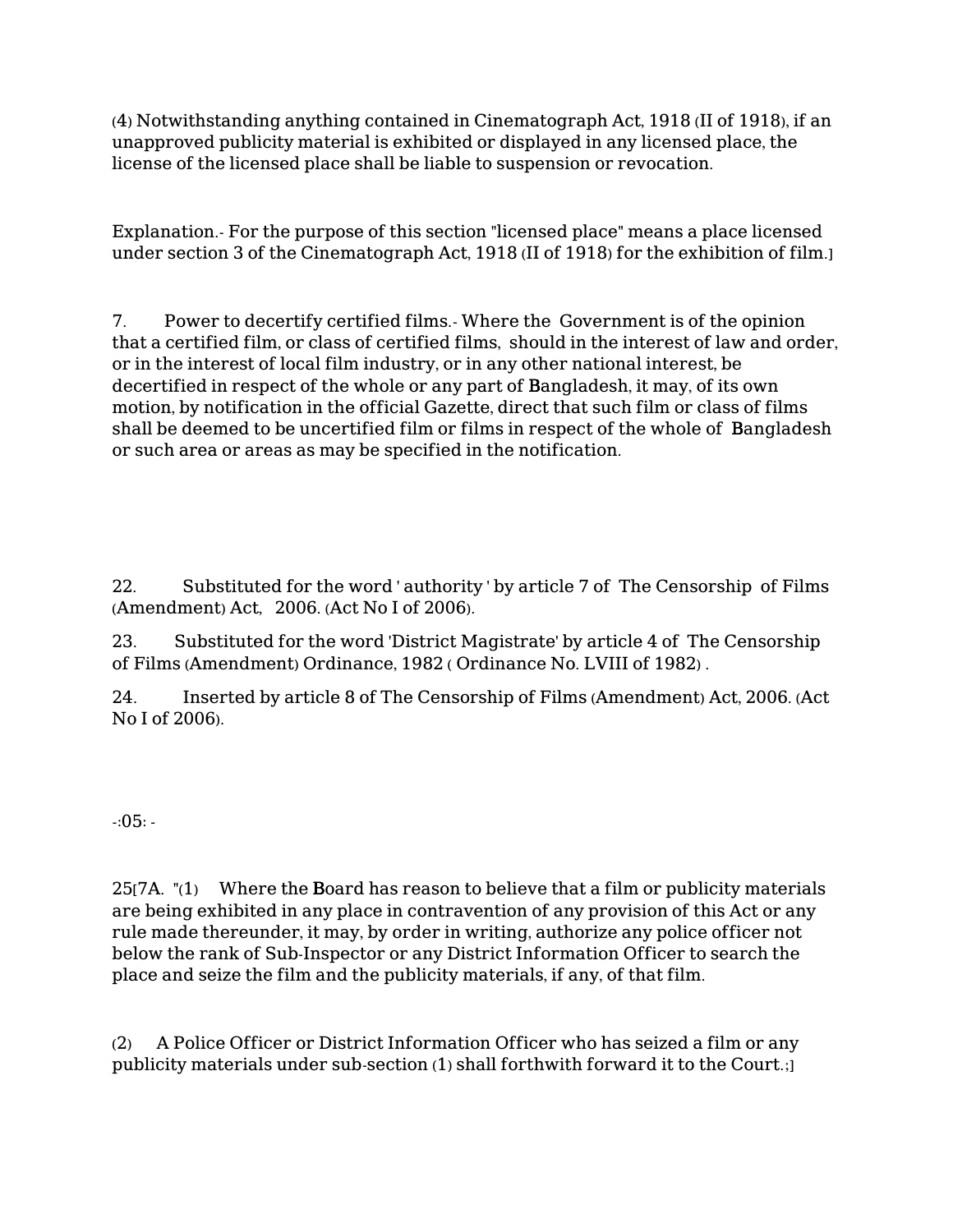(4) Notwithstanding anything contained in Cinematograph Act, 1918 (II of 1918), if an unapproved publicity material is exhibited or displayed in any licensed place, the license of the licensed place shall be liable to suspension or revocation.

Explanation.- For the purpose of this section "licensed place" means a place licensed under section 3 of the Cinematograph Act, 1918 (II of 1918) for the exhibition of film.]

7. Power to decertify certified films.- Where the Government is of the opinion that a certified film, or class of certified films, should in the interest of law and order, or in the interest of local film industry, or in any other national interest, be decertified in respect of the whole or any part of Bangladesh, it may, of its own motion, by notification in the official Gazette, direct that such film or class of films shall be deemed to be uncertified film or films in respect of the whole of Bangladesh or such area or areas as may be specified in the notification.

22. Substituted for the word ' authority ' by article 7 of The Censorship of Films (Amendment) Act, 2006. (Act No I of 2006).

23. Substituted for the word 'District Magistrate' by article 4 of The Censorship of Films (Amendment) Ordinance, 1982 ( Ordinance No. LVIII of 1982) .

24. Inserted by article 8 of The Censorship of Films (Amendment) Act, 2006. (Act No I of 2006).

25[7A. "(1) Where the Board has reason to believe that a film or publicity materials are being exhibited in any place in contravention of any provision of this Act or any rule made thereunder, it may, by order in writing, authorize any police officer not below the rank of Sub-Inspector or any District Information Officer to search the place and seize the film and the publicity materials, if any, of that film.

(2) A Police Officer or District Information Officer who has seized a film or any publicity materials under sub-section (1) shall forthwith forward it to the Court.;]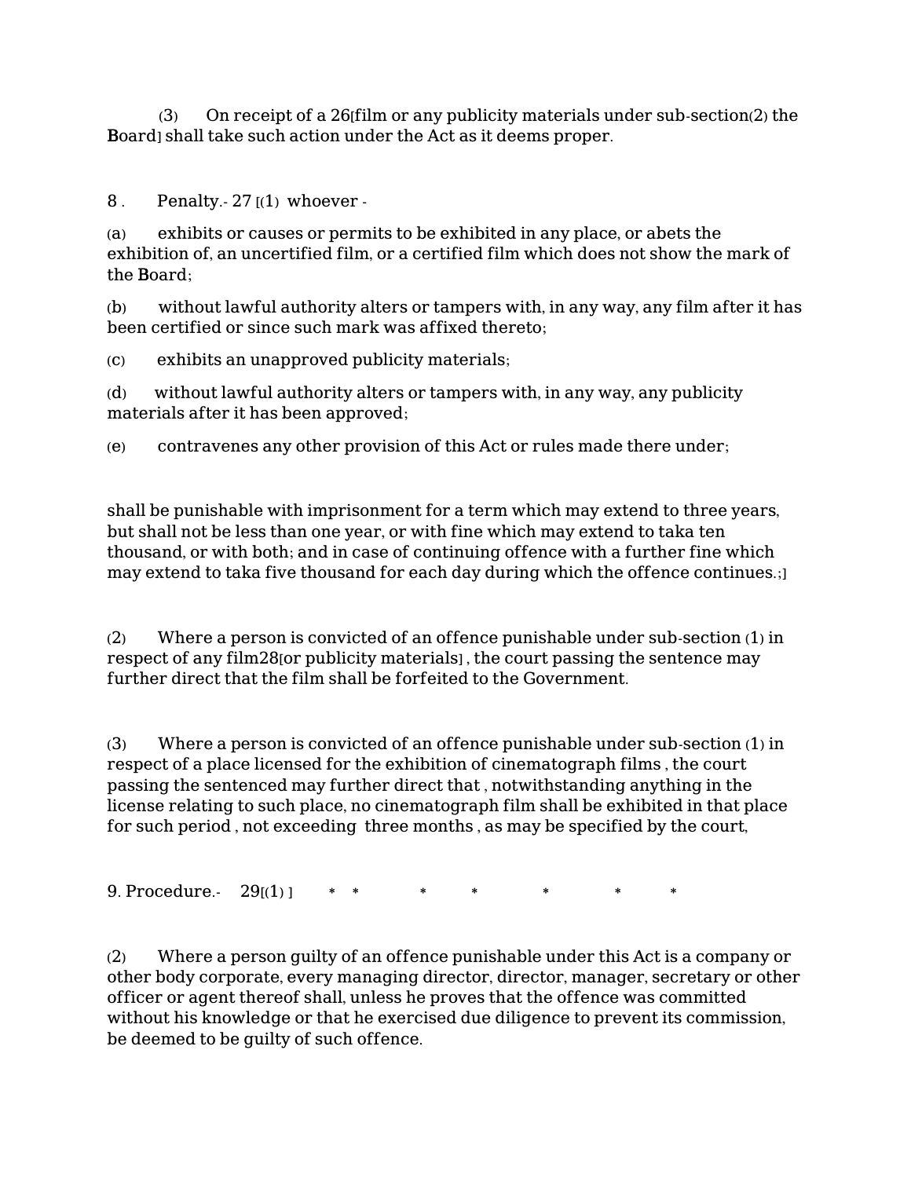(3) On receipt of a 26[film or any publicity materials under sub-section(2) the Board] shall take such action under the Act as it deems proper.

8 . Penalty.- 27 [(1) whoever -

(a) exhibits or causes or permits to be exhibited in any place, or abets the exhibition of, an uncertified film, or a certified film which does not show the mark of the Board;

(b) without lawful authority alters or tampers with, in any way, any film after it has been certified or since such mark was affixed thereto;

(c) exhibits an unapproved publicity materials;

(d) without lawful authority alters or tampers with, in any way, any publicity materials after it has been approved;

(e) contravenes any other provision of this Act or rules made there under;

shall be punishable with imprisonment for a term which may extend to three years, but shall not be less than one year, or with fine which may extend to taka ten thousand, or with both; and in case of continuing offence with a further fine which may extend to taka five thousand for each day during which the offence continues.;]

(2) Where a person is convicted of an offence punishable under sub-section (1) in respect of any film28[or publicity materials] , the court passing the sentence may further direct that the film shall be forfeited to the Government.

(3) Where a person is convicted of an offence punishable under sub-section (1) in respect of a place licensed for the exhibition of cinematograph films , the court passing the sentenced may further direct that , notwithstanding anything in the license relating to such place, no cinematograph film shall be exhibited in that place for such period , not exceeding three months , as may be specified by the court,

9. Procedure.- 29[(1) ] * * * * * * *

(2) Where a person guilty of an offence punishable under this Act is a company or other body corporate, every managing director, director, manager, secretary or other officer or agent thereof shall, unless he proves that the offence was committed without his knowledge or that he exercised due diligence to prevent its commission, be deemed to be guilty of such offence.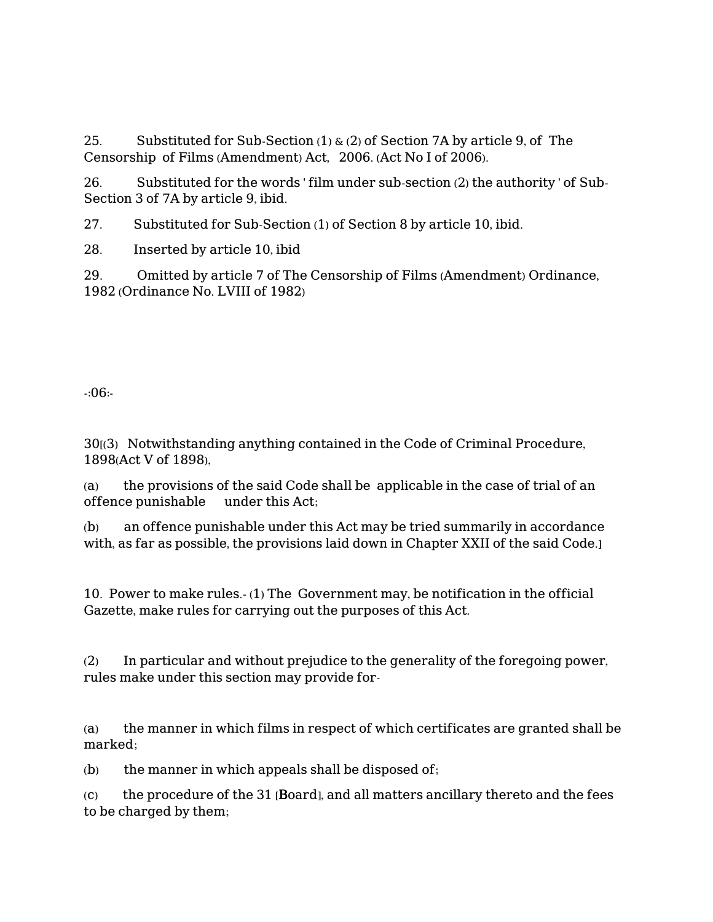25. Substituted for Sub-Section (1) & (2) of Section 7A by article 9, of The Censorship of Films (Amendment) Act, 2006. (Act No I of 2006).

26. Substituted for the words ' film under sub-section (2) the authority ' of Sub-Section 3 of 7A by article 9, ibid.

27. Substituted for Sub-Section (1) of Section 8 by article 10, ibid.

28. Inserted by article 10, ibid

29. Omitted by article 7 of The Censorship of Films (Amendment) Ordinance, 1982 (Ordinance No. LVIII of 1982)

-:06:-

30[(3) Notwithstanding anything contained in the Code of Criminal Procedure, 1898(Act V of 1898),

(a) the provisions of the said Code shall be applicable in the case of trial of an offence punishable under this Act;

(b) an offence punishable under this Act may be tried summarily in accordance with, as far as possible, the provisions laid down in Chapter XXII of the said Code.]

10. Power to make rules.- (1) The Government may, be notification in the official Gazette, make rules for carrying out the purposes of this Act.

(2) In particular and without prejudice to the generality of the foregoing power, rules make under this section may provide for-

(a) the manner in which films in respect of which certificates are granted shall be marked;

(b) the manner in which appeals shall be disposed of;

(c) the procedure of the 31 [Board], and all matters ancillary thereto and the fees to be charged by them;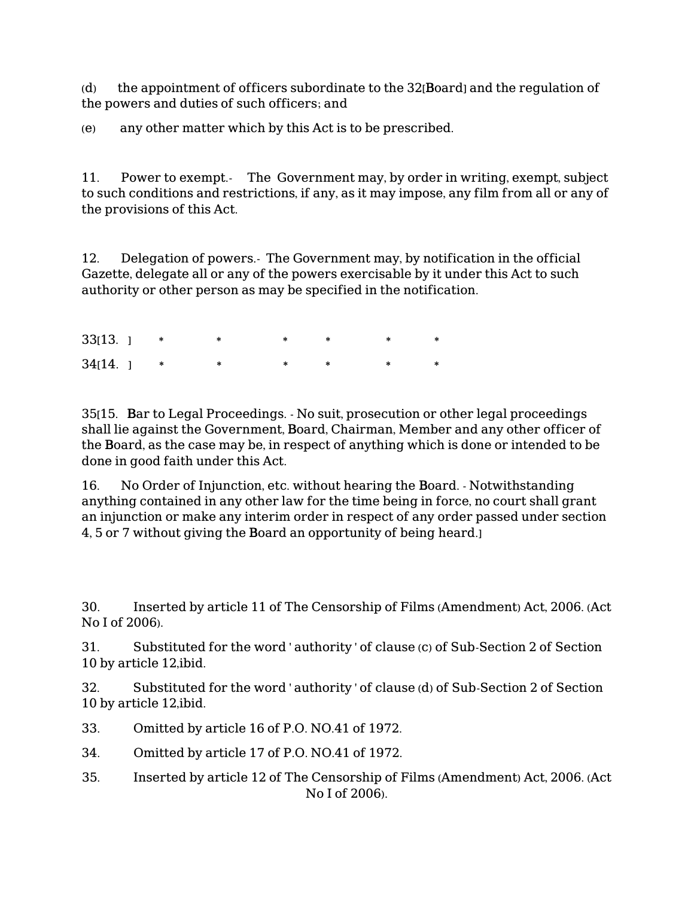(d) the appointment of officers subordinate to the [32][Board] and the regulation of the powers and duties of such officers; and

(e) any other matter which by this Act is to be prescribed.

11. Power to exempt.- The Government may, by order in writing, exempt, subject to such conditions and restrictions, if any, as it may impose, any film from all or any of the provisions of this Act.

12. Delegation of powers.- The Government may, by notification in the official Gazette, delegate all or any of the powers exercisable by it under this Act to such authority or other person as may be specified in the notification.

[33][13. ] * * * * * *

[34][14. ] * * * * * *

[35][15. Bar to Legal Proceedings. - No suit, prosecution or other legal proceedings shall lie against the Government, Board, Chairman, Member and any other officer of the Board, as the case may be, in respect of anything which is done or intended to be done in good faith under this Act.

16. No Order of Injunction, etc. without hearing the Board. - Notwithstanding anything contained in any other law for the time being in force, no court shall grant an injunction or make any interim order in respect of any order passed under section 4, 5 or 7 without giving the Board an opportunity of being heard.]

30. Inserted by article 11 of The Censorship of Films (Amendment) Act, 2006. (Act No I of 2006).

31. Substituted for the word ' authority ' of clause (c) of Sub-Section 2 of Section 10 by article 12,ibid.

32. Substituted for the word ' authority ' of clause (d) of Sub-Section 2 of Section 10 by article 12,ibid.

33. Omitted by article 16 of P.O. NO.41 of 1972.

34. Omitted by article 17 of P.O. NO.41 of 1972.

35. Inserted by article 12 of The Censorship of Films (Amendment) Act, 2006. (Act No I of 2006).